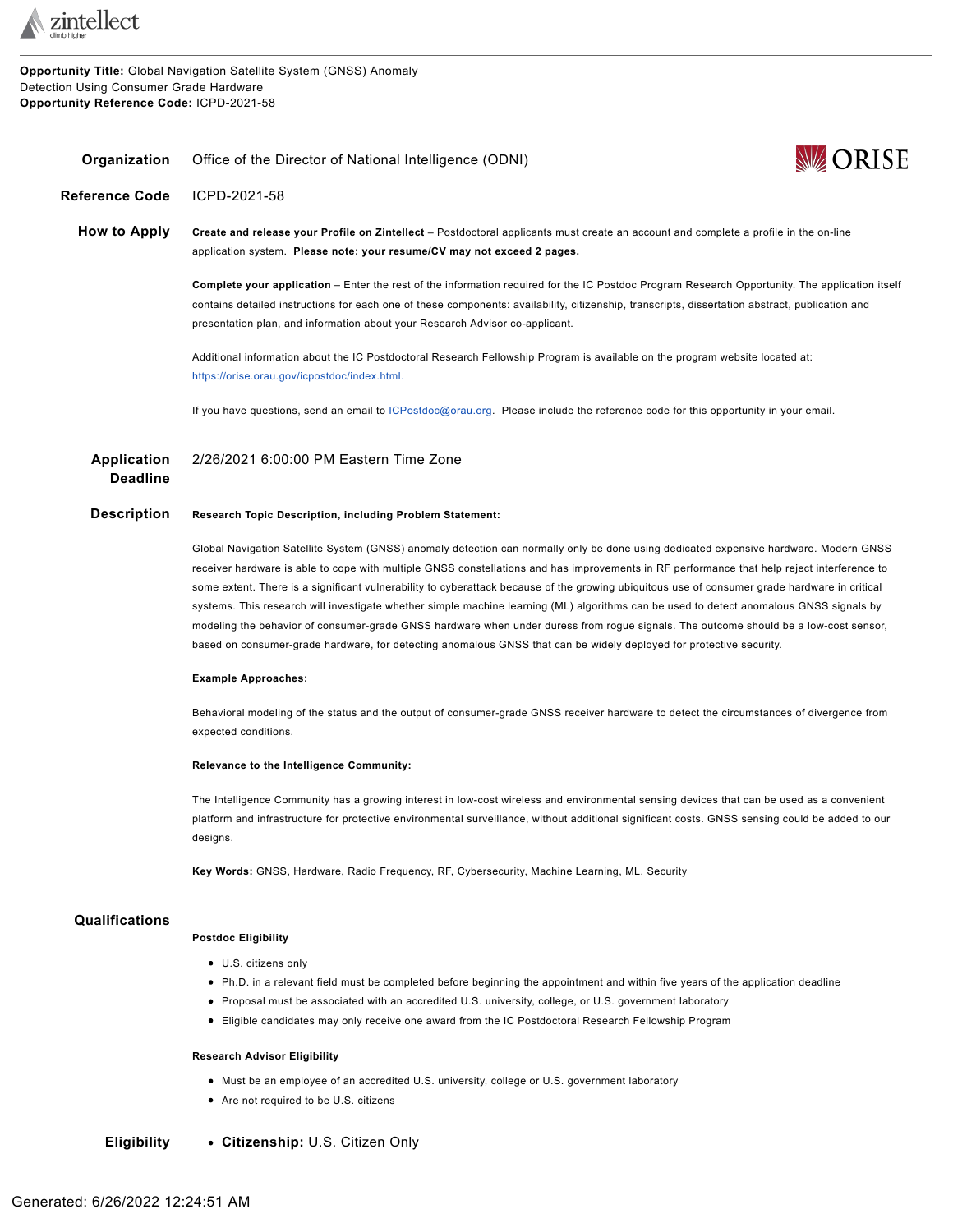**Opportunity Title:** Global Navigation Satellite System (GNSS) Anomaly Detection Using Consumer Grade Hardware
**Opportunity Reference Code:** ICPD-2021-58

**Organization** Office of the Director of National Intelligence (ODNI)

**Reference Code** ICPD-2021-58

**How to Apply**

**Create and release your Profile on Zintellect** – Postdoctoral applicants must create an account and complete a profile in the on-line application system. **Please note: your resume/CV may not exceed 2 pages.**

**Complete your application** – Enter the rest of the information required for the IC Postdoc Program Research Opportunity. The application itself contains detailed instructions for each one of these components: availability, citizenship, transcripts, dissertation abstract, publication and presentation plan, and information about your Research Advisor co-applicant.

Additional information about the IC Postdoctoral Research Fellowship Program is available on the program website located at: https://orise.orau.gov/icpostdoc/index.html.

If you have questions, send an email to ICPostdoc@orau.org. Please include the reference code for this opportunity in your email.

**Application Deadline** 2/26/2021 6:00:00 PM Eastern Time Zone

**Description**

**Research Topic Description, including Problem Statement:**

Global Navigation Satellite System (GNSS) anomaly detection can normally only be done using dedicated expensive hardware. Modern GNSS receiver hardware is able to cope with multiple GNSS constellations and has improvements in RF performance that help reject interference to some extent. There is a significant vulnerability to cyberattack because of the growing ubiquitous use of consumer grade hardware in critical systems. This research will investigate whether simple machine learning (ML) algorithms can be used to detect anomalous GNSS signals by modeling the behavior of consumer-grade GNSS hardware when under duress from rogue signals. The outcome should be a low-cost sensor, based on consumer-grade hardware, for detecting anomalous GNSS that can be widely deployed for protective security.

**Example Approaches:**

Behavioral modeling of the status and the output of consumer-grade GNSS receiver hardware to detect the circumstances of divergence from expected conditions.

**Relevance to the Intelligence Community:**

The Intelligence Community has a growing interest in low-cost wireless and environmental sensing devices that can be used as a convenient platform and infrastructure for protective environmental surveillance, without additional significant costs. GNSS sensing could be added to our designs.

**Key Words:** GNSS, Hardware, Radio Frequency, RF, Cybersecurity, Machine Learning, ML, Security

**Qualifications**

**Postdoc Eligibility**

- U.S. citizens only
- Ph.D. in a relevant field must be completed before beginning the appointment and within five years of the application deadline
- Proposal must be associated with an accredited U.S. university, college, or U.S. government laboratory
- Eligible candidates may only receive one award from the IC Postdoctoral Research Fellowship Program

**Research Advisor Eligibility**

- Must be an employee of an accredited U.S. university, college or U.S. government laboratory
- Are not required to be U.S. citizens

**Eligibility**

- **Citizenship:** U.S. Citizen Only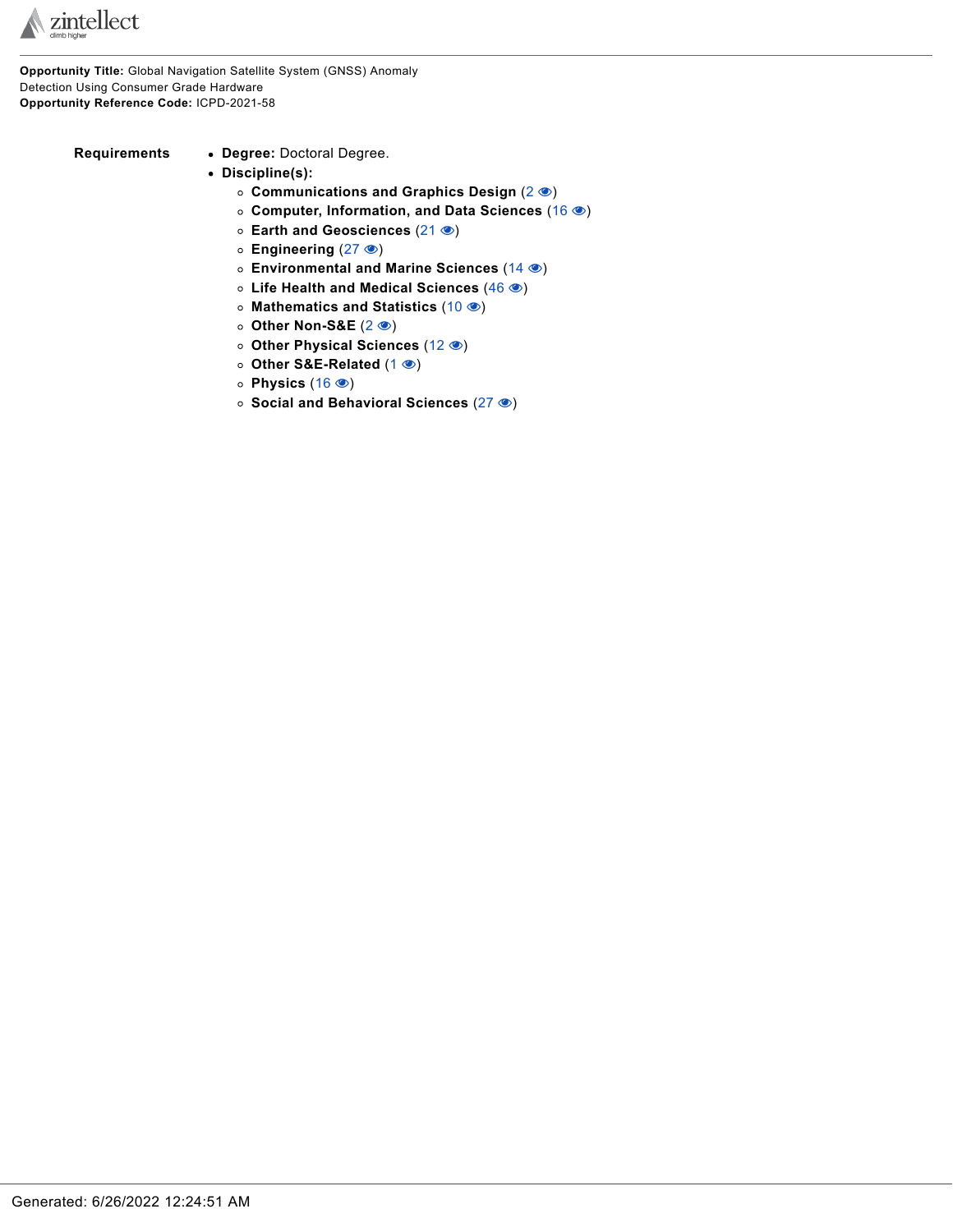**Opportunity Title:** Global Navigation Satellite System (GNSS) Anomaly Detection Using Consumer Grade Hardware
**Opportunity Reference Code:** ICPD-2021-58

**Requirements**

- **Degree:** Doctoral Degree.
- **Discipline(s):**
  - **Communications and Graphics Design** (2)
  - **Computer, Information, and Data Sciences** (16)
  - **Earth and Geosciences** (21)
  - **Engineering** (27)
  - **Environmental and Marine Sciences** (14)
  - **Life Health and Medical Sciences** (46)
  - **Mathematics and Statistics** (10)
  - **Other Non-S&E** (2)
  - **Other Physical Sciences** (12)
  - **Other S&E-Related** (1)
  - **Physics** (16)
  - **Social and Behavioral Sciences** (27)

Generated: 6/26/2022 12:24:51 AM